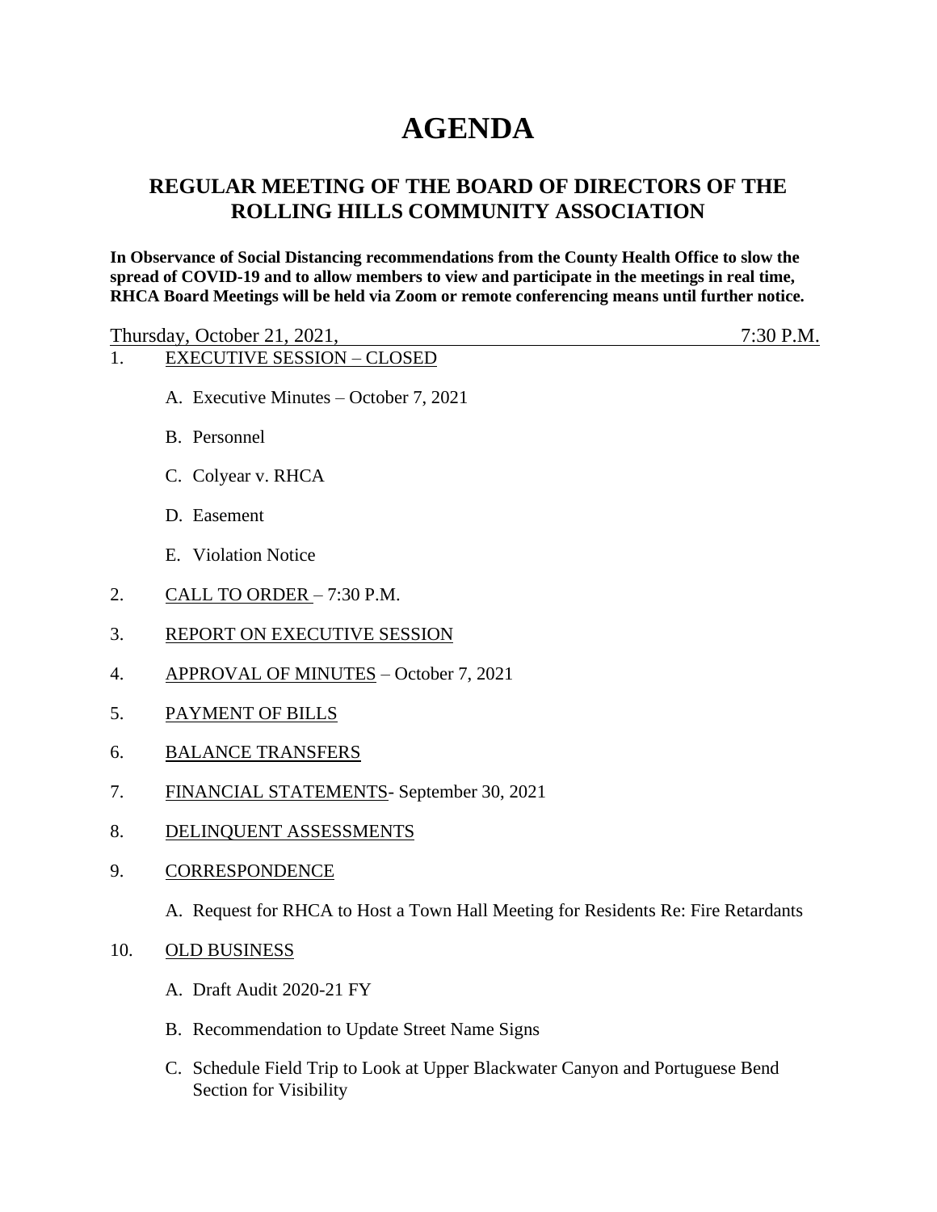# AGENDA

## REGULAR MEETING OF THE BOARD OF DIRECTORS OF THE ROLLING HILLS COMMUNITY ASSOCIATION

**In Observance of Social Distancing recommendations from the County Health Office to slow the spread of COVID-19 and to allow members to view and participate in the meetings in real time, RHCA Board Meetings will be held via Zoom or remote conferencing means until further notice.**

Thursday, October 21, 2021, 7:30 P.M.

1. EXECUTIVE SESSION – CLOSED
   - A. Executive Minutes – October 7, 2021
   - B. Personnel
   - C. Colyear v. RHCA
   - D. Easement
   - E. Violation Notice

2. CALL TO ORDER – 7:30 P.M.

3. REPORT ON EXECUTIVE SESSION

4. APPROVAL OF MINUTES – October 7, 2021

5. PAYMENT OF BILLS

6. BALANCE TRANSFERS

7. FINANCIAL STATEMENTS- September 30, 2021

8. DELINQUENT ASSESSMENTS

9. CORRESPONDENCE
   - A. Request for RHCA to Host a Town Hall Meeting for Residents Re: Fire Retardants

10. OLD BUSINESS
    - A. Draft Audit 2020-21 FY
    - B. Recommendation to Update Street Name Signs
    - C. Schedule Field Trip to Look at Upper Blackwater Canyon and Portuguese Bend Section for Visibility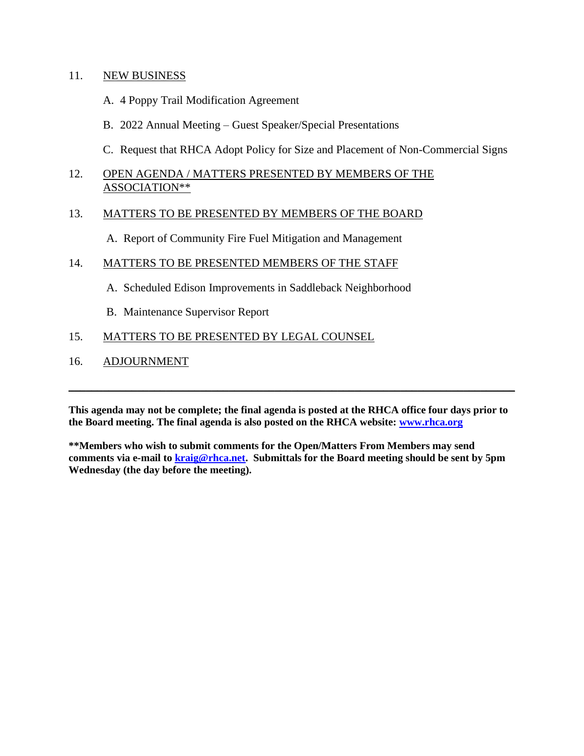11. NEW BUSINESS

    A. 4 Poppy Trail Modification Agreement

    B. 2022 Annual Meeting – Guest Speaker/Special Presentations

    C. Request that RHCA Adopt Policy for Size and Placement of Non-Commercial Signs

12. OPEN AGENDA / MATTERS PRESENTED BY MEMBERS OF THE ASSOCIATION**

13. MATTERS TO BE PRESENTED BY MEMBERS OF THE BOARD

    A. Report of Community Fire Fuel Mitigation and Management

14. MATTERS TO BE PRESENTED MEMBERS OF THE STAFF

    A. Scheduled Edison Improvements in Saddleback Neighborhood

    B. Maintenance Supervisor Report

15. MATTERS TO BE PRESENTED BY LEGAL COUNSEL

16. ADJOURNMENT

---

**This agenda may not be complete; the final agenda is posted at the RHCA office four days prior to the Board meeting. The final agenda is also posted on the RHCA website: [www.rhca.org](http://www.rhca.org)**

****Members who wish to submit comments for the Open/Matters From Members may send comments via e-mail to [kraig@rhca.net](mailto:kraig@rhca.net). Submittals for the Board meeting should be sent by 5pm Wednesday (the day before the meeting).**